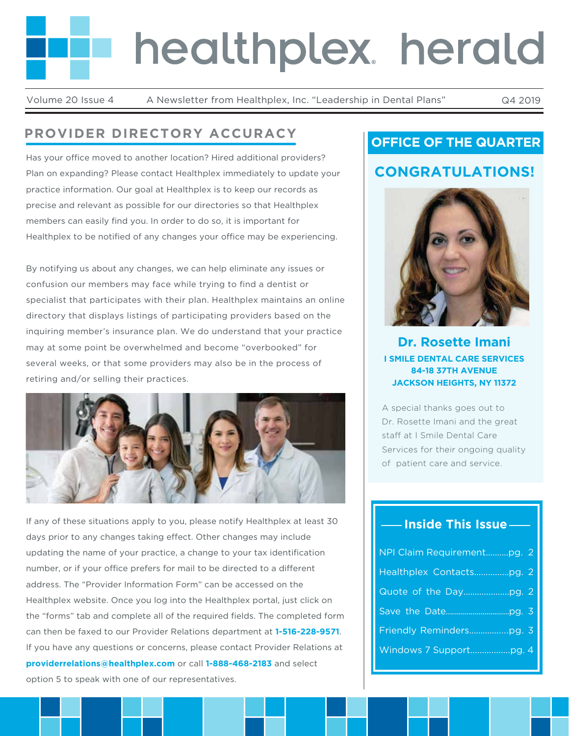# healthplex herald

Volume 20 Issue 4 | A Newsletter from Healthplex, Inc. "Leadership in Dental Plans" | Q4 2019

## PROVIDER DIRECTORY ACCURACY

Has your office moved to another location? Hired additional providers? Plan on expanding? Please contact Healthplex immediately to update your practice information. Our goal at Healthplex is to keep our records as precise and relevant as possible for our directories so that Healthplex members can easily find you. In order to do so, it is important for Healthplex to be notified of any changes your office may be experiencing.

By notifying us about any changes, we can help eliminate any issues or confusion our members may face while trying to find a dentist or specialist that participates with their plan. Healthplex maintains an online directory that displays listings of participating providers based on the inquiring member's insurance plan. We do understand that your practice may at some point be overwhelmed and become "overbooked" for several weeks, or that some providers may also be in the process of retiring and/or selling their practices.

If any of these situations apply to you, please notify Healthplex at least 30 days prior to any changes taking effect. Other changes may include updating the name of your practice, a change to your tax identification number, or if your office prefers for mail to be directed to a different address. The "Provider Information Form" can be accessed on the Healthplex website. Once you log into the Healthplex portal, just click on the "forms" tab and complete all of the required fields. The completed form can then be faxed to our Provider Relations department at **1-516-228-9571**. If you have any questions or concerns, please contact Provider Relations at **providerrelations@healthplex.com** or call **1-888-468-2183** and select option 5 to speak with one of our representatives.

## OFFICE OF THE QUARTER

### CONGRATULATIONS!

**Dr. Rosette Imani**

**I SMILE DENTAL CARE SERVICES**
**84-18 37TH AVENUE**
**JACKSON HEIGHTS, NY 11372**

A special thanks goes out to Dr. Rosette Imani and the great staff at I Smile Dental Care Services for their ongoing quality of patient care and service.

## Inside This Issue

- NPI Claim Requirement..........pg. 2
- Healthplex Contacts...............pg. 2
- Quote of the Day....................pg. 2
- Save the Date..............................pg. 3
- Friendly Reminders.................pg. 3
- Windows 7 Support.................pg. 4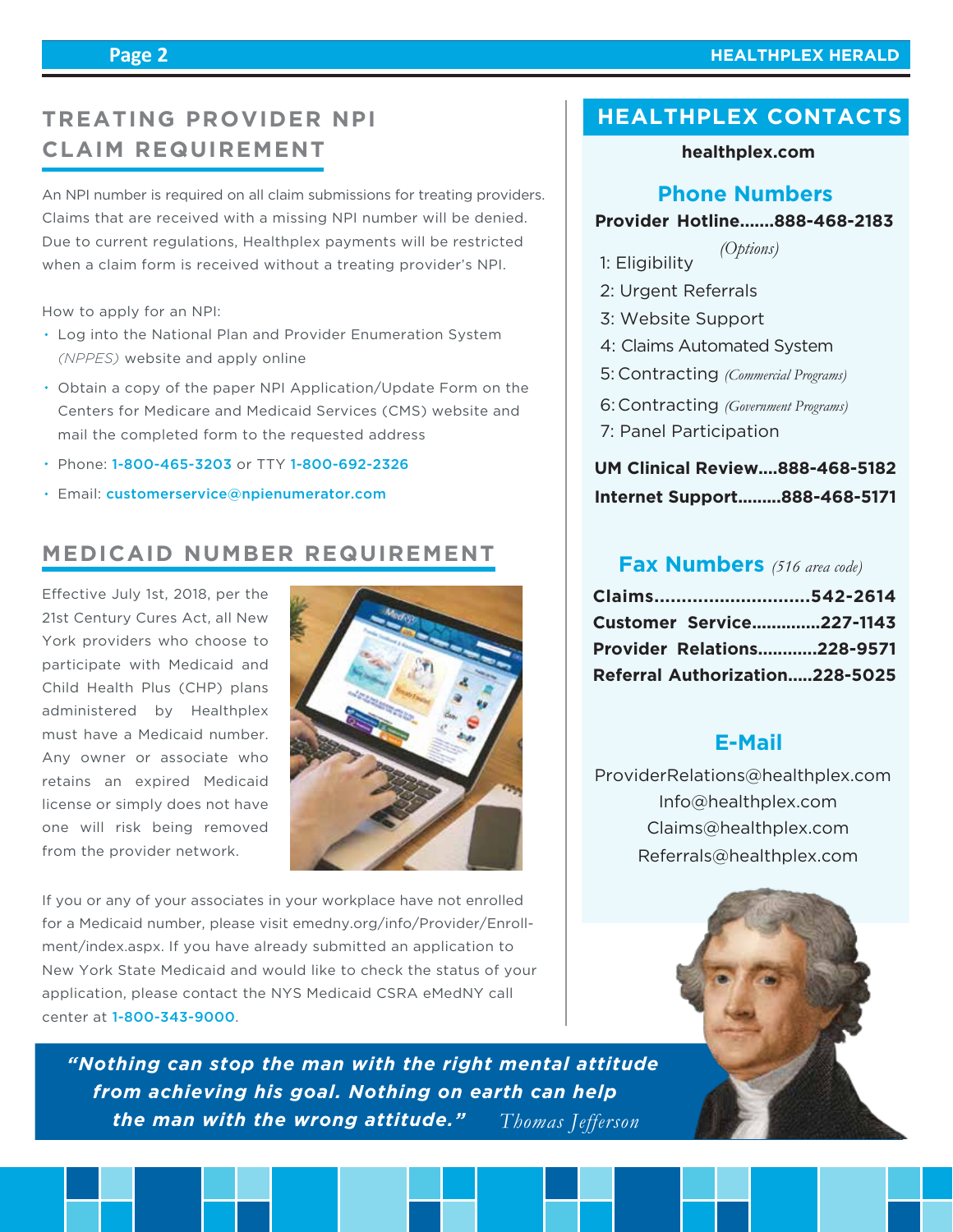## TREATING PROVIDER NPI CLAIM REQUIREMENT

An NPI number is required on all claim submissions for treating providers. Claims that are received with a missing NPI number will be denied. Due to current regulations, Healthplex payments will be restricted when a claim form is received without a treating provider's NPI.

How to apply for an NPI:

- Log into the National Plan and Provider Enumeration System *(NPPES)* website and apply online
- Obtain a copy of the paper NPI Application/Update Form on the Centers for Medicare and Medicaid Services (CMS) website and mail the completed form to the requested address
- Phone: 1-800-465-3203 or TTY 1-800-692-2326
- Email: customerservice@npienumerator.com

## MEDICAID NUMBER REQUIREMENT

Effective July 1st, 2018, per the 21st Century Cures Act, all New York providers who choose to participate with Medicaid and Child Health Plus (CHP) plans administered by Healthplex must have a Medicaid number. Any owner or associate who retains an expired Medicaid license or simply does not have one will risk being removed from the provider network.

If you or any of your associates in your workplace have not enrolled for a Medicaid number, please visit emedny.org/info/Provider/Enrollment/index.aspx. If you have already submitted an application to New York State Medicaid and would like to check the status of your application, please contact the NYS Medicaid CSRA eMedNY call center at 1-800-343-9000.

## HEALTHPLEX CONTACTS

**healthplex.com**

### Phone Numbers

**Provider Hotline.......888-468-2183**

*(Options)*

1: Eligibility
2: Urgent Referrals
3: Website Support
4: Claims Automated System
5: Contracting *(Commercial Programs)*
6: Contracting *(Government Programs)*
7: Panel Participation

**UM Clinical Review....888-468-5182**

**Internet Support.........888-468-5171**

### Fax Numbers *(516 area code)*

**Claims.............................542-2614**
**Customer Service..............227-1143**
**Provider Relations............228-9571**
**Referral Authorization.....228-5025**

### E-Mail

ProviderRelations@healthplex.com
Info@healthplex.com
Claims@healthplex.com
Referrals@healthplex.com

***"Nothing can stop the man with the right mental attitude from achieving his goal. Nothing on earth can help the man with the wrong attitude."*** *Thomas Jefferson*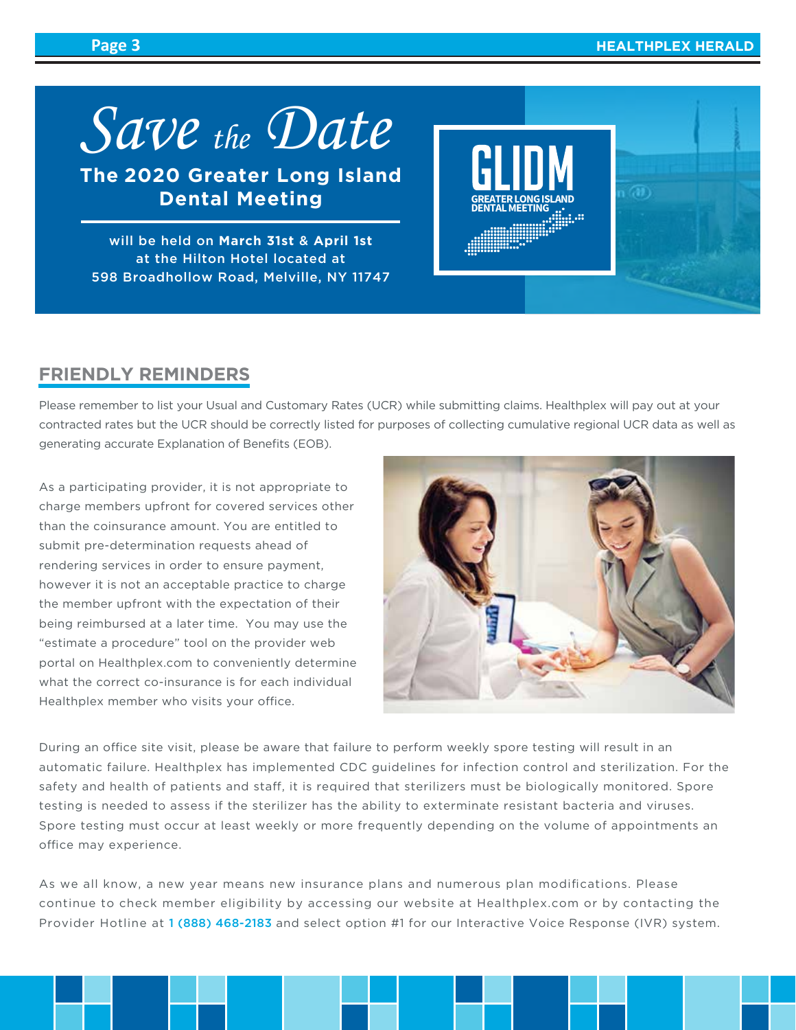# Save the Date

## The 2020 Greater Long Island Dental Meeting

will be held on **March 31st & April 1st** at the Hilton Hotel located at 598 Broadhollow Road, Melville, NY 11747

GLIDM
GREATER LONG ISLAND DENTAL MEETING

## FRIENDLY REMINDERS

Please remember to list your Usual and Customary Rates (UCR) while submitting claims. Healthplex will pay out at your contracted rates but the UCR should be correctly listed for purposes of collecting cumulative regional UCR data as well as generating accurate Explanation of Benefits (EOB).

As a participating provider, it is not appropriate to charge members upfront for covered services other than the coinsurance amount. You are entitled to submit pre-determination requests ahead of rendering services in order to ensure payment, however it is not an acceptable practice to charge the member upfront with the expectation of their being reimbursed at a later time. You may use the "estimate a procedure" tool on the provider web portal on Healthplex.com to conveniently determine what the correct co-insurance is for each individual Healthplex member who visits your office.

During an office site visit, please be aware that failure to perform weekly spore testing will result in an automatic failure. Healthplex has implemented CDC guidelines for infection control and sterilization. For the safety and health of patients and staff, it is required that sterilizers must be biologically monitored. Spore testing is needed to assess if the sterilizer has the ability to exterminate resistant bacteria and viruses. Spore testing must occur at least weekly or more frequently depending on the volume of appointments an office may experience.

As we all know, a new year means new insurance plans and numerous plan modifications. Please continue to check member eligibility by accessing our website at Healthplex.com or by contacting the Provider Hotline at 1 (888) 468-2183 and select option #1 for our Interactive Voice Response (IVR) system.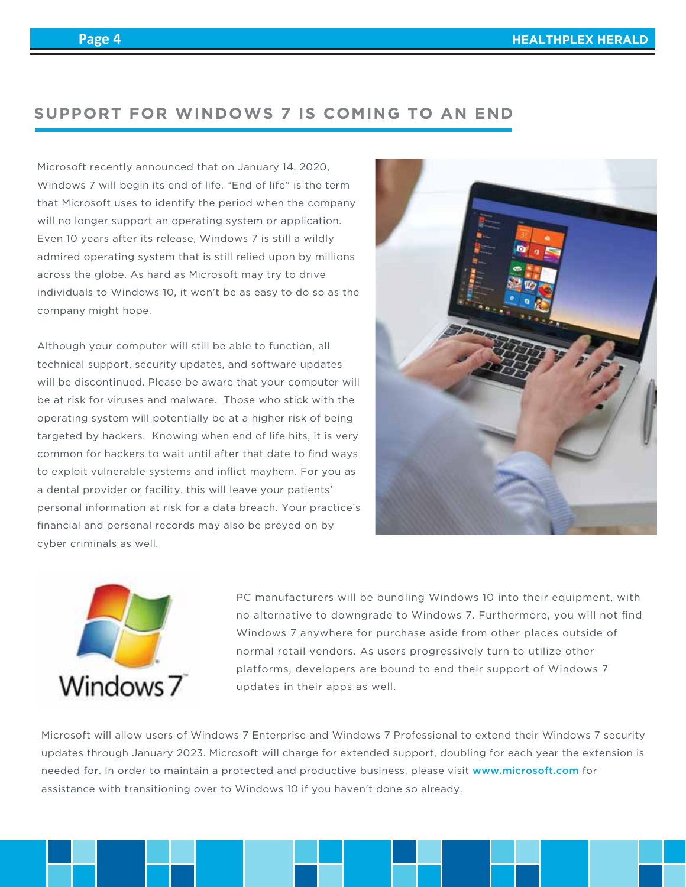## SUPPORT FOR WINDOWS 7 IS COMING TO AN END

Microsoft recently announced that on January 14, 2020, Windows 7 will begin its end of life. "End of life" is the term that Microsoft uses to identify the period when the company will no longer support an operating system or application. Even 10 years after its release, Windows 7 is still a wildly admired operating system that is still relied upon by millions across the globe. As hard as Microsoft may try to drive individuals to Windows 10, it won't be as easy to do so as the company might hope.

Although your computer will still be able to function, all technical support, security updates, and software updates will be discontinued. Please be aware that your computer will be at risk for viruses and malware. Those who stick with the operating system will potentially be at a higher risk of being targeted by hackers. Knowing when end of life hits, it is very common for hackers to wait until after that date to find ways to exploit vulnerable systems and inflict mayhem. For you as a dental provider or facility, this will leave your patients' personal information at risk for a data breach. Your practice's financial and personal records may also be preyed on by cyber criminals as well.

PC manufacturers will be bundling Windows 10 into their equipment, with no alternative to downgrade to Windows 7. Furthermore, you will not find Windows 7 anywhere for purchase aside from other places outside of normal retail vendors. As users progressively turn to utilize other platforms, developers are bound to end their support of Windows 7 updates in their apps as well.

Microsoft will allow users of Windows 7 Enterprise and Windows 7 Professional to extend their Windows 7 security updates through January 2023. Microsoft will charge for extended support, doubling for each year the extension is needed for. In order to maintain a protected and productive business, please visit **www.microsoft.com** for assistance with transitioning over to Windows 10 if you haven't done so already.